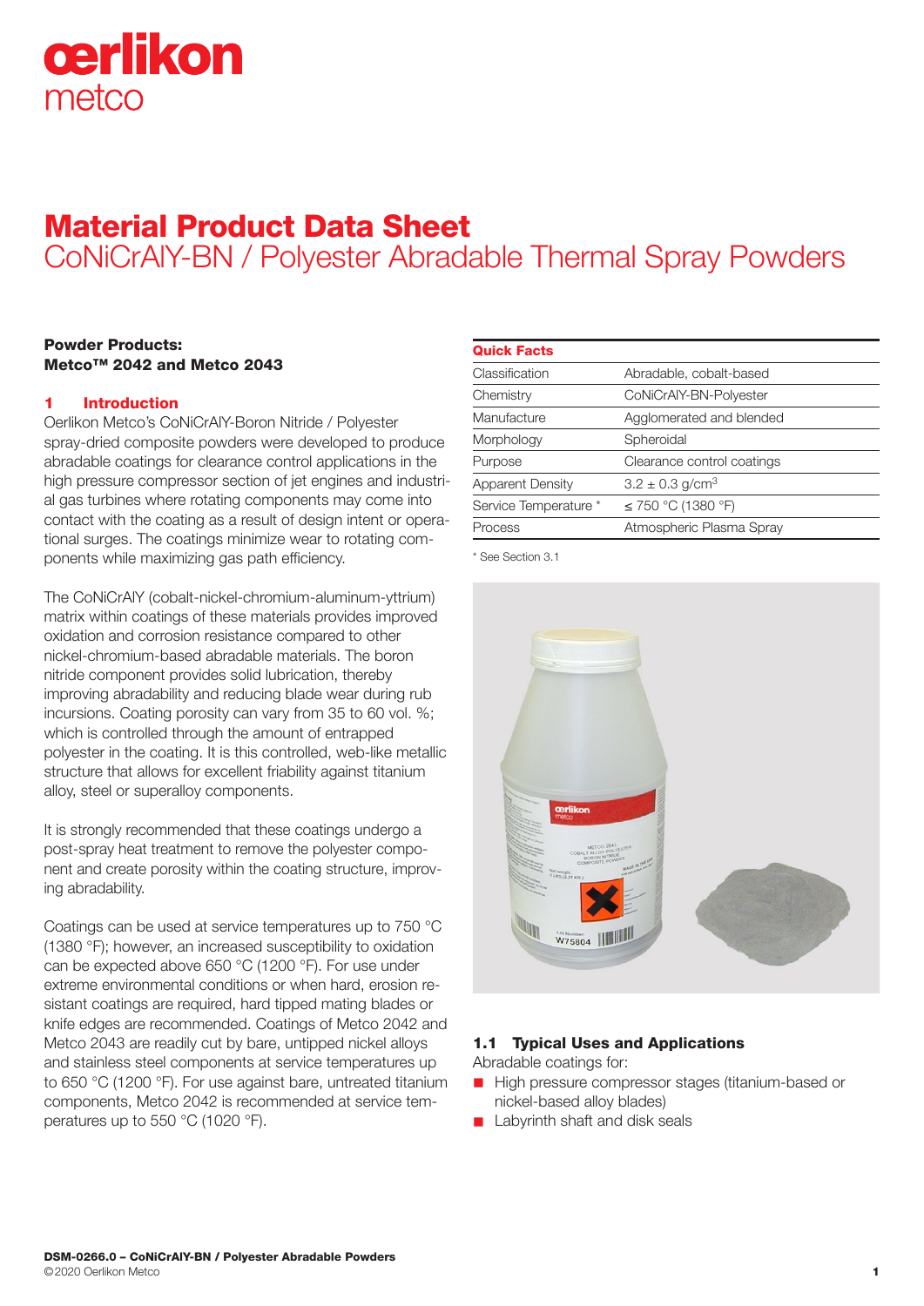# Material Product Data Sheet

## CoNiCrAlY-BN / Polyester Abradable Thermal Spray Powders

**Powder Products:**
**Metco™ 2042 and Metco 2043**

## 1 Introduction

Oerlikon Metco's CoNiCrAlY-Boron Nitride / Polyester spray-dried composite powders were developed to produce abradable coatings for clearance control applications in the high pressure compressor section of jet engines and industrial gas turbines where rotating components may come into contact with the coating as a result of design intent or operational surges. The coatings minimize wear to rotating components while maximizing gas path efficiency.

The CoNiCrAlY (cobalt-nickel-chromium-aluminum-yttrium) matrix within coatings of these materials provides improved oxidation and corrosion resistance compared to other nickel-chromium-based abradable materials. The boron nitride component provides solid lubrication, thereby improving abradability and reducing blade wear during rub incursions. Coating porosity can vary from 35 to 60 vol. %; which is controlled through the amount of entrapped polyester in the coating. It is this controlled, web-like metallic structure that allows for excellent friability against titanium alloy, steel or superalloy components.

It is strongly recommended that these coatings undergo a post-spray heat treatment to remove the polyester component and create porosity within the coating structure, improving abradability.

Coatings can be used at service temperatures up to 750 °C (1380 °F); however, an increased susceptibility to oxidation can be expected above 650 °C (1200 °F). For use under extreme environmental conditions or when hard, erosion resistant coatings are required, hard tipped mating blades or knife edges are recommended. Coatings of Metco 2042 and Metco 2043 are readily cut by bare, untipped nickel alloys and stainless steel components at service temperatures up to 650 °C (1200 °F). For use against bare, untreated titanium components, Metco 2042 is recommended at service temperatures up to 550 °C (1020 °F).

| Quick Facts | |
|---|---|
| Classification | Abradable, cobalt-based |
| Chemistry | CoNiCrAlY-BN-Polyester |
| Manufacture | Agglomerated and blended |
| Morphology | Spheroidal |
| Purpose | Clearance control coatings |
| Apparent Density | 3.2 ± 0.3 g/cm$^3$ |
| Service Temperature * | ≤ 750 °C (1380 °F) |
| Process | Atmospheric Plasma Spray |

\* See Section 3.1

### 1.1 Typical Uses and Applications

Abradable coatings for:

- High pressure compressor stages (titanium-based or nickel-based alloy blades)
- Labyrinth shaft and disk seals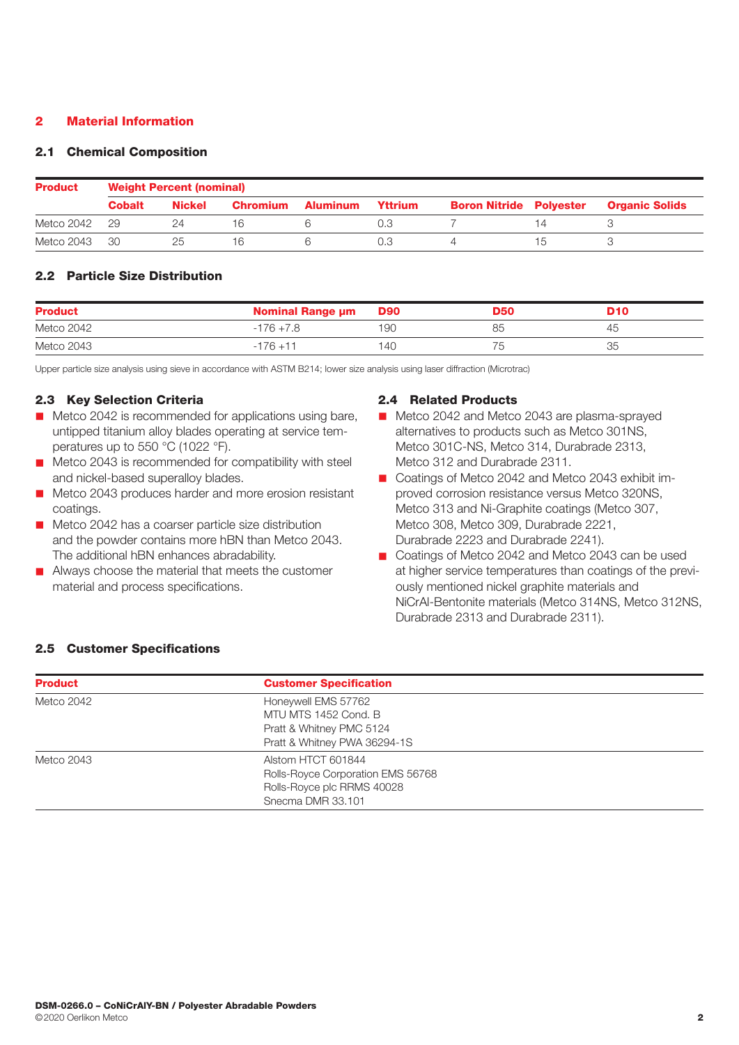## 2 Material Information

### 2.1 Chemical Composition

| Product | Weight Percent (nominal) | | | | | | | |
|---|---|---|---|---|---|---|---|---|
| | Cobalt | Nickel | Chromium | Aluminum | Yttrium | Boron Nitride | Polyester | Organic Solids |
| Metco 2042 | 29 | 24 | 16 | 6 | 0.3 | 7 | 14 | 3 |
| Metco 2043 | 30 | 25 | 16 | 6 | 0.3 | 4 | 15 | 3 |

### 2.2 Particle Size Distribution

| Product | Nominal Range µm | D90 | D50 | D10 |
|---|---|---|---|---|
| Metco 2042 | -176 +7.8 | 190 | 85 | 45 |
| Metco 2043 | -176 +11 | 140 | 75 | 35 |

Upper particle size analysis using sieve in accordance with ASTM B214; lower size analysis using laser diffraction (Microtrac)

### 2.3 Key Selection Criteria

- Metco 2042 is recommended for applications using bare, untipped titanium alloy blades operating at service temperatures up to 550 °C (1022 °F).
- Metco 2043 is recommended for compatibility with steel and nickel-based superalloy blades.
- Metco 2043 produces harder and more erosion resistant coatings.
- Metco 2042 has a coarser particle size distribution and the powder contains more hBN than Metco 2043. The additional hBN enhances abradability.
- Always choose the material that meets the customer material and process specifications.

### 2.4 Related Products

- Metco 2042 and Metco 2043 are plasma-sprayed alternatives to products such as Metco 301NS, Metco 301C-NS, Metco 314, Durabrade 2313, Metco 312 and Durabrade 2311.
- Coatings of Metco 2042 and Metco 2043 exhibit improved corrosion resistance versus Metco 320NS, Metco 313 and Ni-Graphite coatings (Metco 307, Metco 308, Metco 309, Durabrade 2221, Durabrade 2223 and Durabrade 2241).
- Coatings of Metco 2042 and Metco 2043 can be used at higher service temperatures than coatings of the previously mentioned nickel graphite materials and NiCrAl-Bentonite materials (Metco 314NS, Metco 312NS, Durabrade 2313 and Durabrade 2311).

### 2.5 Customer Specifications

| Product | Customer Specification |
|---|---|
| Metco 2042 | Honeywell EMS 57762<br>MTU MTS 1452 Cond. B<br>Pratt & Whitney PMC 5124<br>Pratt & Whitney PWA 36294-1S |
| Metco 2043 | Alstom HTCT 601844<br>Rolls-Royce Corporation EMS 56768<br>Rolls-Royce plc RRMS 40028<br>Snecma DMR 33.101 |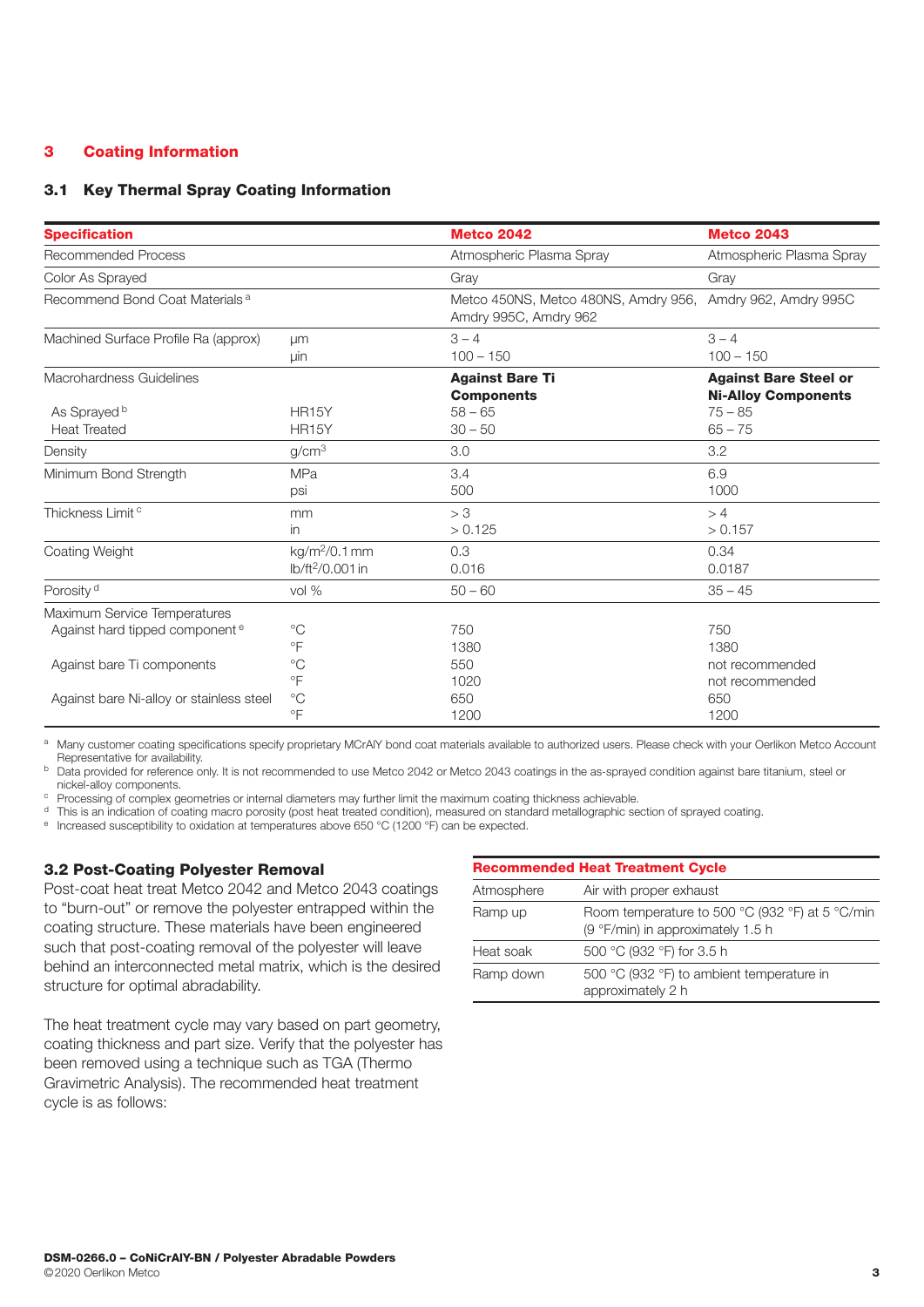## 3 Coating Information

### 3.1 Key Thermal Spray Coating Information

| Specification | | Metco 2042 | Metco 2043 |
|---|---|---|---|
| Recommended Process | | Atmospheric Plasma Spray | Atmospheric Plasma Spray |
| Color As Sprayed | | Gray | Gray |
| Recommend Bond Coat Materials [a] | | Metco 450NS, Metco 480NS, Amdry 956, Amdry 995C, Amdry 962 | Amdry 962, Amdry 995C |
| Machined Surface Profile Ra (approx) | µm<br>µin | 3 – 4<br>100 – 150 | 3 – 4<br>100 – 150 |
| Macrohardness Guidelines | | **Against Bare Ti Components** | **Against Bare Steel or Ni-Alloy Components** |
| As Sprayed [b] | HR15Y | 58 – 65 | 75 – 85 |
| Heat Treated | HR15Y | 30 – 50 | 65 – 75 |
| Density | g/cm³ | 3.0 | 3.2 |
| Minimum Bond Strength | MPa<br>psi | 3.4<br>500 | 6.9<br>1000 |
| Thickness Limit [c] | mm<br>in | > 3<br>> 0.125 | > 4<br>> 0.157 |
| Coating Weight | kg/m²/0.1 mm<br>lb/ft²/0.001 in | 0.3<br>0.016 | 0.34<br>0.0187 |
| Porosity [d] | vol % | 50 – 60 | 35 – 45 |
| Maximum Service Temperatures | | | |
| Against hard tipped component [e] | °C<br>°F | 750<br>1380 | 750<br>1380 |
| Against bare Ti components | °C<br>°F | 550<br>1020 | not recommended<br>not recommended |
| Against bare Ni-alloy or stainless steel | °C<br>°F | 650<br>1200 | 650<br>1200 |

[a] Many customer coating specifications specify proprietary MCrAlY bond coat materials available to authorized users. Please check with your Oerlikon Metco Account Representative for availability.
[b] Data provided for reference only. It is not recommended to use Metco 2042 or Metco 2043 coatings in the as-sprayed condition against bare titanium, steel or nickel-alloy components.
[c] Processing of complex geometries or internal diameters may further limit the maximum coating thickness achievable.
[d] This is an indication of coating macro porosity (post heat treated condition), measured on standard metallographic section of sprayed coating.
[e] Increased susceptibility to oxidation at temperatures above 650 °C (1200 °F) can be expected.

### 3.2 Post-Coating Polyester Removal

Post-coat heat treat Metco 2042 and Metco 2043 coatings to "burn-out" or remove the polyester entrapped within the coating structure. These materials have been engineered such that post-coating removal of the polyester will leave behind an interconnected metal matrix, which is the desired structure for optimal abradability.

The heat treatment cycle may vary based on part geometry, coating thickness and part size. Verify that the polyester has been removed using a technique such as TGA (Thermo Gravimetric Analysis). The recommended heat treatment cycle is as follows:

| Recommended Heat Treatment Cycle | |
|---|---|
| Atmosphere | Air with proper exhaust |
| Ramp up | Room temperature to 500 °C (932 °F) at 5 °C/min (9 °F/min) in approximately 1.5 h |
| Heat soak | 500 °C (932 °F) for 3.5 h |
| Ramp down | 500 °C (932 °F) to ambient temperature in approximately 2 h |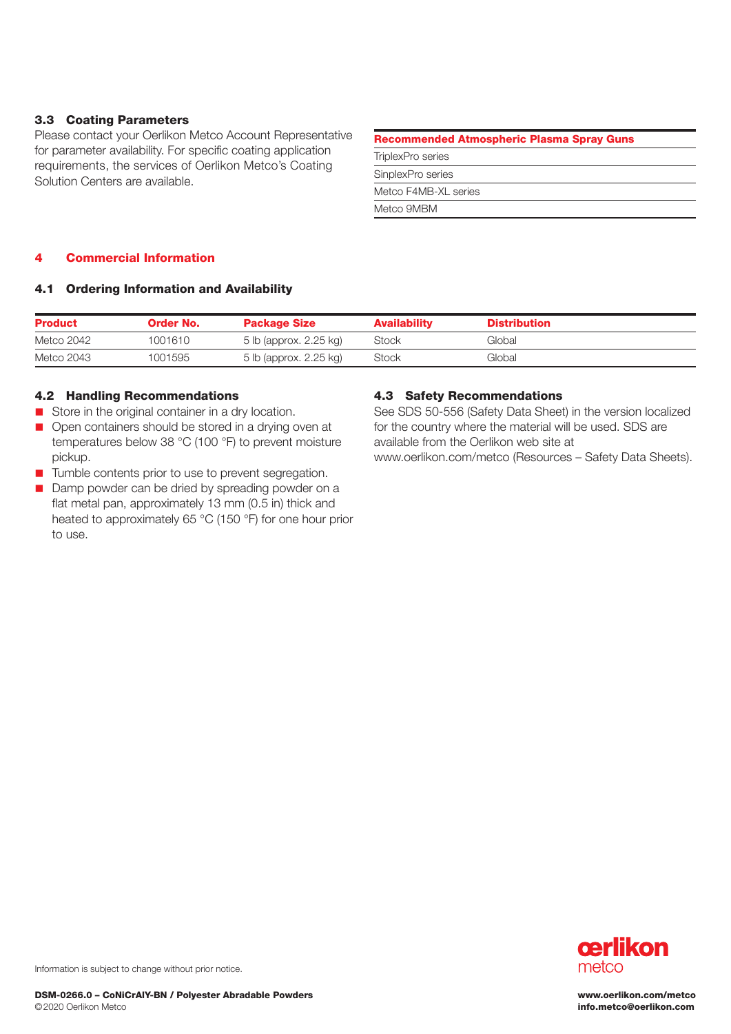### 3.3 Coating Parameters

Please contact your Oerlikon Metco Account Representative for parameter availability. For specific coating application requirements, the services of Oerlikon Metco's Coating Solution Centers are available.

| Recommended Atmospheric Plasma Spray Guns |
|---|
| TriplexPro series |
| SinplexPro series |
| Metco F4MB-XL series |
| Metco 9MBM |

## 4 Commercial Information

### 4.1 Ordering Information and Availability

| Product | Order No. | Package Size | Availability | Distribution |
|---|---|---|---|---|
| Metco 2042 | 1001610 | 5 lb (approx. 2.25 kg) | Stock | Global |
| Metco 2043 | 1001595 | 5 lb (approx. 2.25 kg) | Stock | Global |

### 4.2 Handling Recommendations

- Store in the original container in a dry location.
- Open containers should be stored in a drying oven at temperatures below 38 °C (100 °F) to prevent moisture pickup.
- Tumble contents prior to use to prevent segregation.
- Damp powder can be dried by spreading powder on a flat metal pan, approximately 13 mm (0.5 in) thick and heated to approximately 65 °C (150 °F) for one hour prior to use.

### 4.3 Safety Recommendations

See SDS 50-556 (Safety Data Sheet) in the version localized for the country where the material will be used. SDS are available from the Oerlikon web site at www.oerlikon.com/metco (Resources – Safety Data Sheets).

Information is subject to change without prior notice.